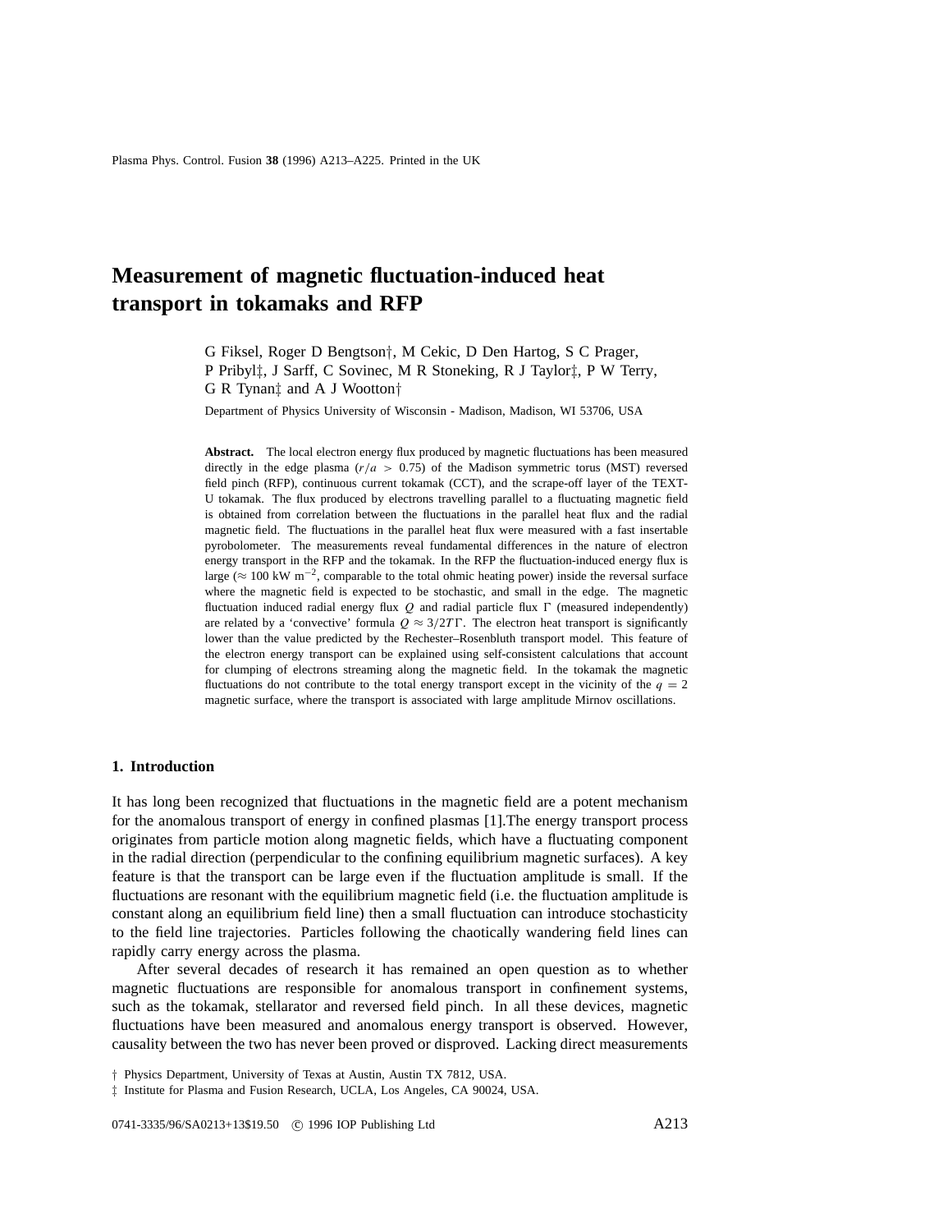# Measurement of magnetic fluctuation-induced heat transport in tokamaks and RFP

G Fiksel, Roger D Bengtson†, M Cekic, D Den Hartog, S C Prager, P Pribyl‡, J Sarff, C Sovinec, M R Stoneking, R J Taylor‡, P W Terry, G R Tynan‡ and A J Wootton†

Department of Physics University of Wisconsin - Madison, Madison, WI 53706, USA

**Abstract.** The local electron energy flux produced by magnetic fluctuations has been measured directly in the edge plasma ($r/a > 0.75$) of the Madison symmetric torus (MST) reversed field pinch (RFP), continuous current tokamak (CCT), and the scrape-off layer of the TEXT-U tokamak. The flux produced by electrons travelling parallel to a fluctuating magnetic field is obtained from correlation between the fluctuations in the parallel heat flux and the radial magnetic field. The fluctuations in the parallel heat flux were measured with a fast insertable pyrobolometer. The measurements reveal fundamental differences in the nature of electron energy transport in the RFP and the tokamak. In the RFP the fluctuation-induced energy flux is large ($\approx 100$ kW m$^{-2}$, comparable to the total ohmic heating power) inside the reversal surface where the magnetic field is expected to be stochastic, and small in the edge. The magnetic fluctuation induced radial energy flux $Q$ and radial particle flux $\Gamma$ (measured independently) are related by a 'convective' formula $Q \approx 3/2T\Gamma$. The electron heat transport is significantly lower than the value predicted by the Rechester–Rosenbluth transport model. This feature of the electron energy transport can be explained using self-consistent calculations that account for clumping of electrons streaming along the magnetic field. In the tokamak the magnetic fluctuations do not contribute to the total energy transport except in the vicinity of the $q = 2$ magnetic surface, where the transport is associated with large amplitude Mirnov oscillations.

## 1. Introduction

It has long been recognized that fluctuations in the magnetic field are a potent mechanism for the anomalous transport of energy in confined plasmas [1].The energy transport process originates from particle motion along magnetic fields, which have a fluctuating component in the radial direction (perpendicular to the confining equilibrium magnetic surfaces). A key feature is that the transport can be large even if the fluctuation amplitude is small. If the fluctuations are resonant with the equilibrium magnetic field (i.e. the fluctuation amplitude is constant along an equilibrium field line) then a small fluctuation can introduce stochasticity to the field line trajectories. Particles following the chaotically wandering field lines can rapidly carry energy across the plasma.

After several decades of research it has remained an open question as to whether magnetic fluctuations are responsible for anomalous transport in confinement systems, such as the tokamak, stellarator and reversed field pinch. In all these devices, magnetic fluctuations have been measured and anomalous energy transport is observed. However, causality between the two has never been proved or disproved. Lacking direct measurements

† Physics Department, University of Texas at Austin, Austin TX 7812, USA.

‡ Institute for Plasma and Fusion Research, UCLA, Los Angeles, CA 90024, USA.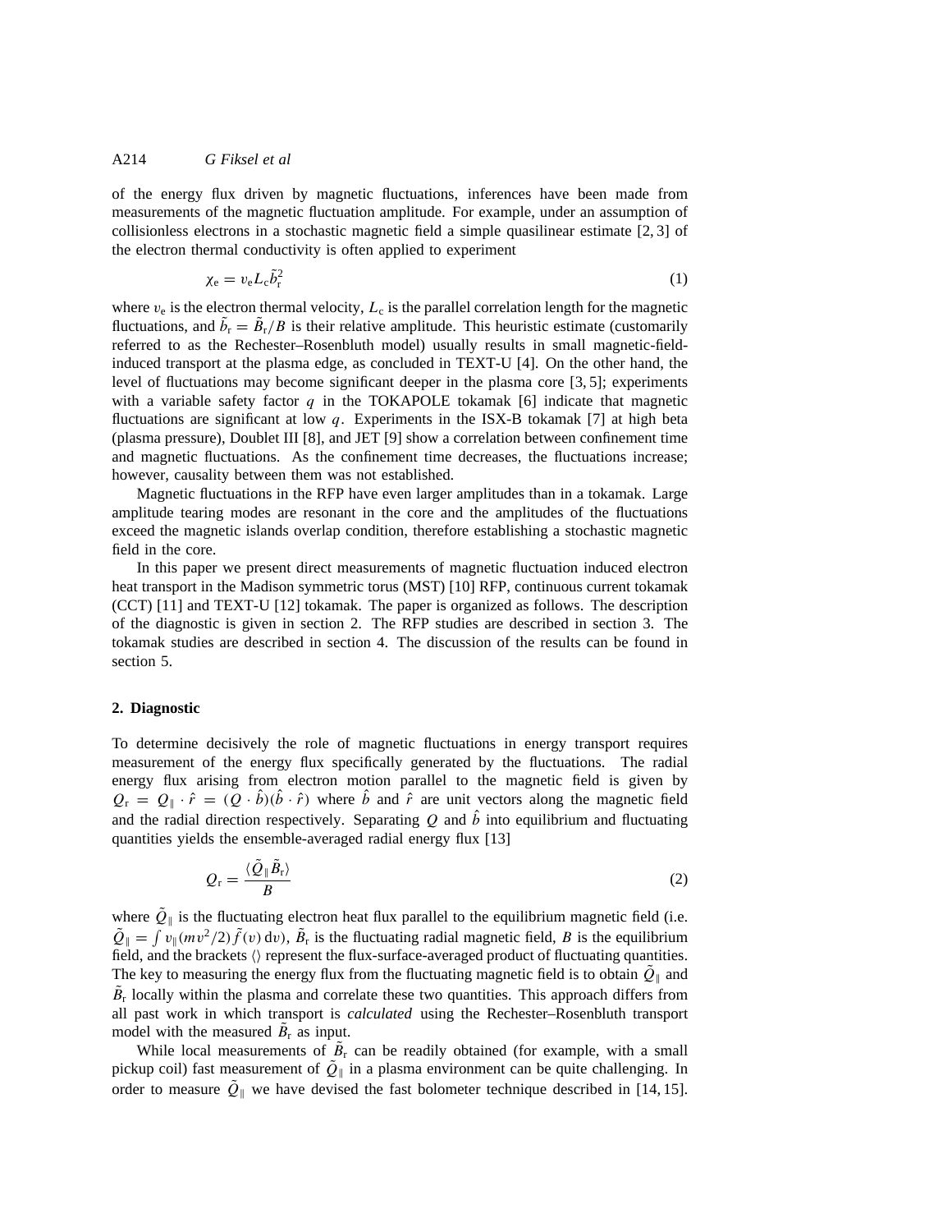of the energy flux driven by magnetic fluctuations, inferences have been made from measurements of the magnetic fluctuation amplitude. For example, under an assumption of collisionless electrons in a stochastic magnetic field a simple quasilinear estimate [2, 3] of the electron thermal conductivity is often applied to experiment

$$\chi_e = v_e L_c \tilde{b}_r^2 \tag{1}$$

where $v_e$ is the electron thermal velocity, $L_c$ is the parallel correlation length for the magnetic fluctuations, and $\tilde{b}_r = \tilde{B}_r/B$ is their relative amplitude. This heuristic estimate (customarily referred to as the Rechester–Rosenbluth model) usually results in small magnetic-field-induced transport at the plasma edge, as concluded in TEXT-U [4]. On the other hand, the level of fluctuations may become significant deeper in the plasma core [3, 5]; experiments with a variable safety factor $q$ in the TOKAPOLE tokamak [6] indicate that magnetic fluctuations are significant at low $q$. Experiments in the ISX-B tokamak [7] at high beta (plasma pressure), Doublet III [8], and JET [9] show a correlation between confinement time and magnetic fluctuations. As the confinement time decreases, the fluctuations increase; however, causality between them was not established.

Magnetic fluctuations in the RFP have even larger amplitudes than in a tokamak. Large amplitude tearing modes are resonant in the core and the amplitudes of the fluctuations exceed the magnetic islands overlap condition, therefore establishing a stochastic magnetic field in the core.

In this paper we present direct measurements of magnetic fluctuation induced electron heat transport in the Madison symmetric torus (MST) [10] RFP, continuous current tokamak (CCT) [11] and TEXT-U [12] tokamak. The paper is organized as follows. The description of the diagnostic is given in section 2. The RFP studies are described in section 3. The tokamak studies are described in section 4. The discussion of the results can be found in section 5.

## 2. Diagnostic

To determine decisively the role of magnetic fluctuations in energy transport requires measurement of the energy flux specifically generated by the fluctuations. The radial energy flux arising from electron motion parallel to the magnetic field is given by $Q_r = Q_\parallel \cdot \hat{r} = (Q \cdot \hat{b})(\hat{b} \cdot \hat{r})$ where $\hat{b}$ and $\hat{r}$ are unit vectors along the magnetic field and the radial direction respectively. Separating $Q$ and $\hat{b}$ into equilibrium and fluctuating quantities yields the ensemble-averaged radial energy flux [13]

$$Q_r = \frac{\langle \tilde{Q}_\parallel \tilde{B}_r \rangle}{B} \tag{2}$$

where $\tilde{Q}_\parallel$ is the fluctuating electron heat flux parallel to the equilibrium magnetic field (i.e. $\tilde{Q}_\parallel = \int v_\parallel (mv^2/2) \tilde{f}(v)\, \mathrm{d}v$), $\tilde{B}_r$ is the fluctuating radial magnetic field, $B$ is the equilibrium field, and the brackets $\langle\rangle$ represent the flux-surface-averaged product of fluctuating quantities. The key to measuring the energy flux from the fluctuating magnetic field is to obtain $\tilde{Q}_\parallel$ and $\tilde{B}_r$ locally within the plasma and correlate these two quantities. This approach differs from all past work in which transport is *calculated* using the Rechester–Rosenbluth transport model with the measured $\tilde{B}_r$ as input.

While local measurements of $\tilde{B}_r$ can be readily obtained (for example, with a small pickup coil) fast measurement of $\tilde{Q}_\parallel$ in a plasma environment can be quite challenging. In order to measure $\tilde{Q}_\parallel$ we have devised the fast bolometer technique described in [14, 15].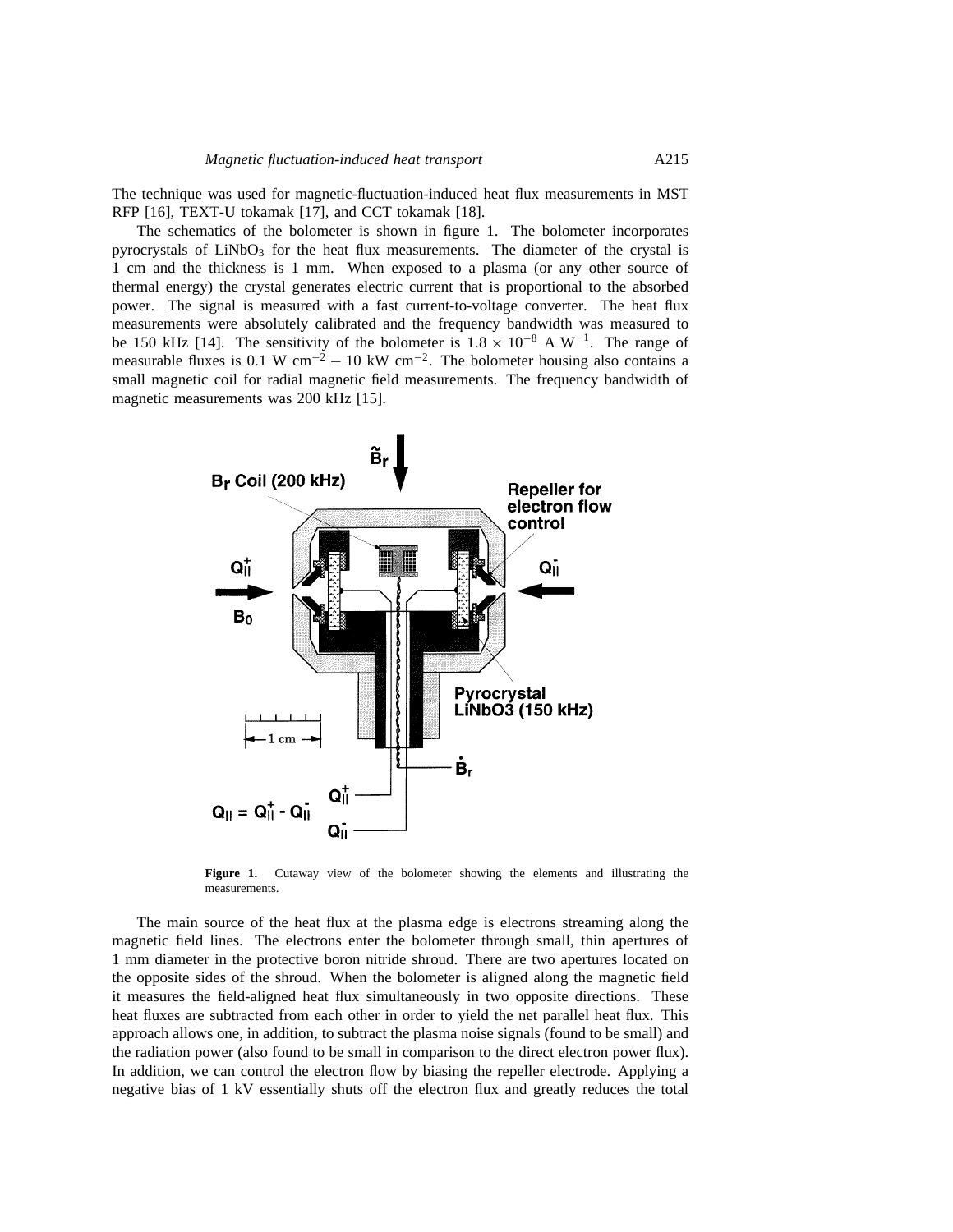The technique was used for magnetic-fluctuation-induced heat flux measurements in MST RFP [16], TEXT-U tokamak [17], and CCT tokamak [18].

The schematics of the bolometer is shown in figure 1. The bolometer incorporates pyrocrystals of $LiNbO_3$ for the heat flux measurements. The diameter of the crystal is 1 cm and the thickness is 1 mm. When exposed to a plasma (or any other source of thermal energy) the crystal generates electric current that is proportional to the absorbed power. The signal is measured with a fast current-to-voltage converter. The heat flux measurements were absolutely calibrated and the frequency bandwidth was measured to be 150 kHz [14]. The sensitivity of the bolometer is $1.8 \times 10^{-8}$ A $W^{-1}$. The range of measurable fluxes is 0.1 W $cm^{-2}$ – 10 kW $cm^{-2}$. The bolometer housing also contains a small magnetic coil for radial magnetic field measurements. The frequency bandwidth of magnetic measurements was 200 kHz [15].

**Figure 1.** Cutaway view of the bolometer showing the elements and illustrating the measurements.

The main source of the heat flux at the plasma edge is electrons streaming along the magnetic field lines. The electrons enter the bolometer through small, thin apertures of 1 mm diameter in the protective boron nitride shroud. There are two apertures located on the opposite sides of the shroud. When the bolometer is aligned along the magnetic field it measures the field-aligned heat flux simultaneously in two opposite directions. These heat fluxes are subtracted from each other in order to yield the net parallel heat flux. This approach allows one, in addition, to subtract the plasma noise signals (found to be small) and the radiation power (also found to be small in comparison to the direct electron power flux). In addition, we can control the electron flow by biasing the repeller electrode. Applying a negative bias of 1 kV essentially shuts off the electron flux and greatly reduces the total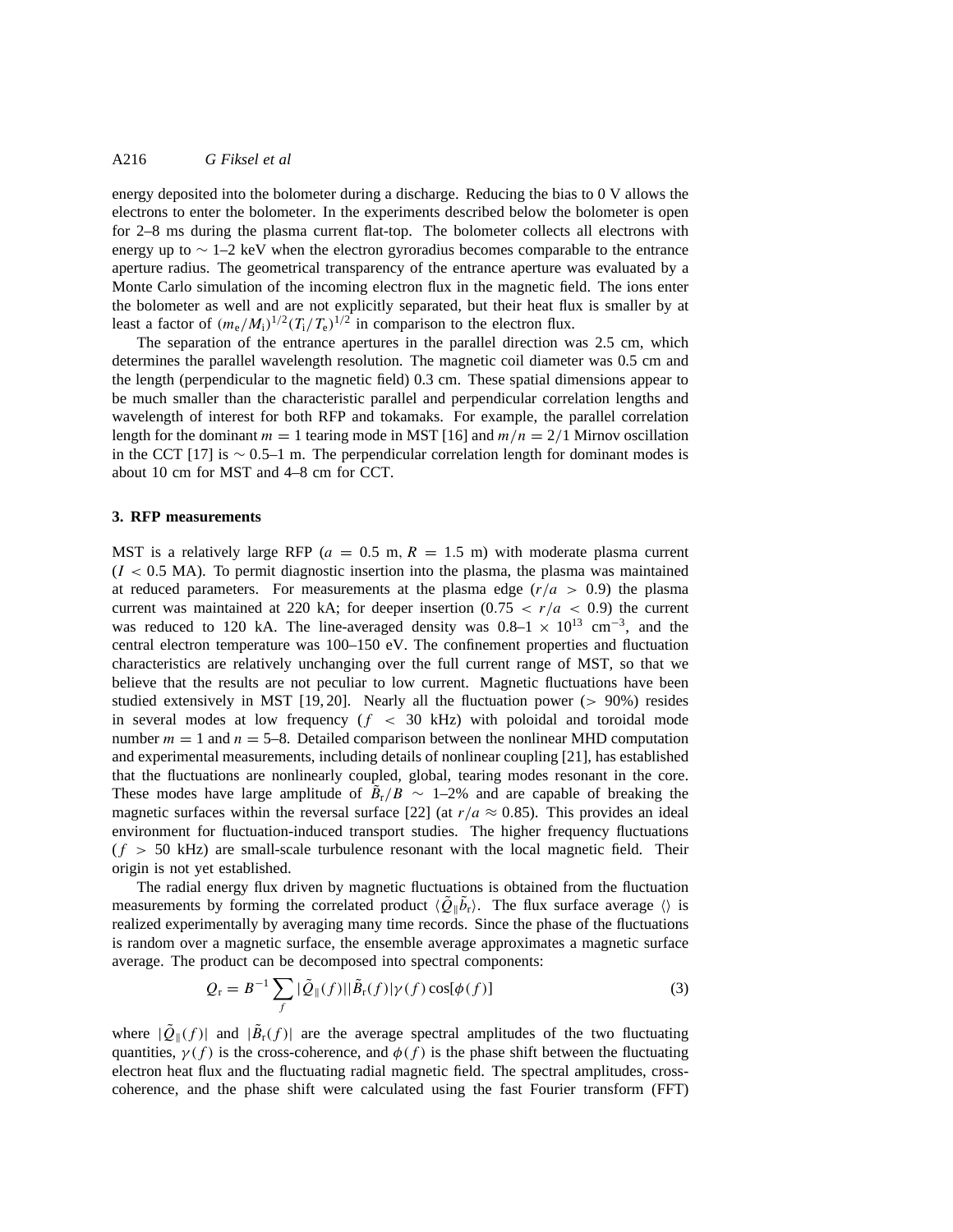energy deposited into the bolometer during a discharge. Reducing the bias to 0 V allows the electrons to enter the bolometer. In the experiments described below the bolometer is open for 2–8 ms during the plasma current flat-top. The bolometer collects all electrons with energy up to $\sim$ 1–2 keV when the electron gyroradius becomes comparable to the entrance aperture radius. The geometrical transparency of the entrance aperture was evaluated by a Monte Carlo simulation of the incoming electron flux in the magnetic field. The ions enter the bolometer as well and are not explicitly separated, but their heat flux is smaller by at least a factor of $(m_e/M_i)^{1/2}(T_i/T_e)^{1/2}$ in comparison to the electron flux.

The separation of the entrance apertures in the parallel direction was 2.5 cm, which determines the parallel wavelength resolution. The magnetic coil diameter was 0.5 cm and the length (perpendicular to the magnetic field) 0.3 cm. These spatial dimensions appear to be much smaller than the characteristic parallel and perpendicular correlation lengths and wavelength of interest for both RFP and tokamaks. For example, the parallel correlation length for the dominant $m = 1$ tearing mode in MST [16] and $m/n = 2/1$ Mirnov oscillation in the CCT [17] is $\sim$ 0.5–1 m. The perpendicular correlation length for dominant modes is about 10 cm for MST and 4–8 cm for CCT.

## 3. RFP measurements

MST is a relatively large RFP ($a = 0.5$ m, $R = 1.5$ m) with moderate plasma current ($I < 0.5$ MA). To permit diagnostic insertion into the plasma, the plasma was maintained at reduced parameters. For measurements at the plasma edge ($r/a > 0.9$) the plasma current was maintained at 220 kA; for deeper insertion ($0.75 < r/a < 0.9$) the current was reduced to 120 kA. The line-averaged density was 0.8–1 $\times$ $10^{13}$ cm$^{-3}$, and the central electron temperature was 100–150 eV. The confinement properties and fluctuation characteristics are relatively unchanging over the full current range of MST, so that we believe that the results are not peculiar to low current. Magnetic fluctuations have been studied extensively in MST [19, 20]. Nearly all the fluctuation power ($> 90\%$) resides in several modes at low frequency ($f < 30$ kHz) with poloidal and toroidal mode number $m = 1$ and $n =$ 5–8. Detailed comparison between the nonlinear MHD computation and experimental measurements, including details of nonlinear coupling [21], has established that the fluctuations are nonlinearly coupled, global, tearing modes resonant in the core. These modes have large amplitude of $\tilde{B}_r/B \sim$ 1–2% and are capable of breaking the magnetic surfaces within the reversal surface [22] (at $r/a \approx 0.85$). This provides an ideal environment for fluctuation-induced transport studies. The higher frequency fluctuations ($f > 50$ kHz) are small-scale turbulence resonant with the local magnetic field. Their origin is not yet established.

The radial energy flux driven by magnetic fluctuations is obtained from the fluctuation measurements by forming the correlated product $\langle \tilde{Q}_\parallel \tilde{b}_r \rangle$. The flux surface average $\langle\rangle$ is realized experimentally by averaging many time records. Since the phase of the fluctuations is random over a magnetic surface, the ensemble average approximates a magnetic surface average. The product can be decomposed into spectral components:

$$Q_r = B^{-1} \sum_f |\tilde{Q}_\parallel(f)||\tilde{B}_r(f)|\gamma(f)\cos[\phi(f)] \tag{3}$$

where $|\tilde{Q}_\parallel(f)|$ and $|\tilde{B}_r(f)|$ are the average spectral amplitudes of the two fluctuating quantities, $\gamma(f)$ is the cross-coherence, and $\phi(f)$ is the phase shift between the fluctuating electron heat flux and the fluctuating radial magnetic field. The spectral amplitudes, cross-coherence, and the phase shift were calculated using the fast Fourier transform (FFT)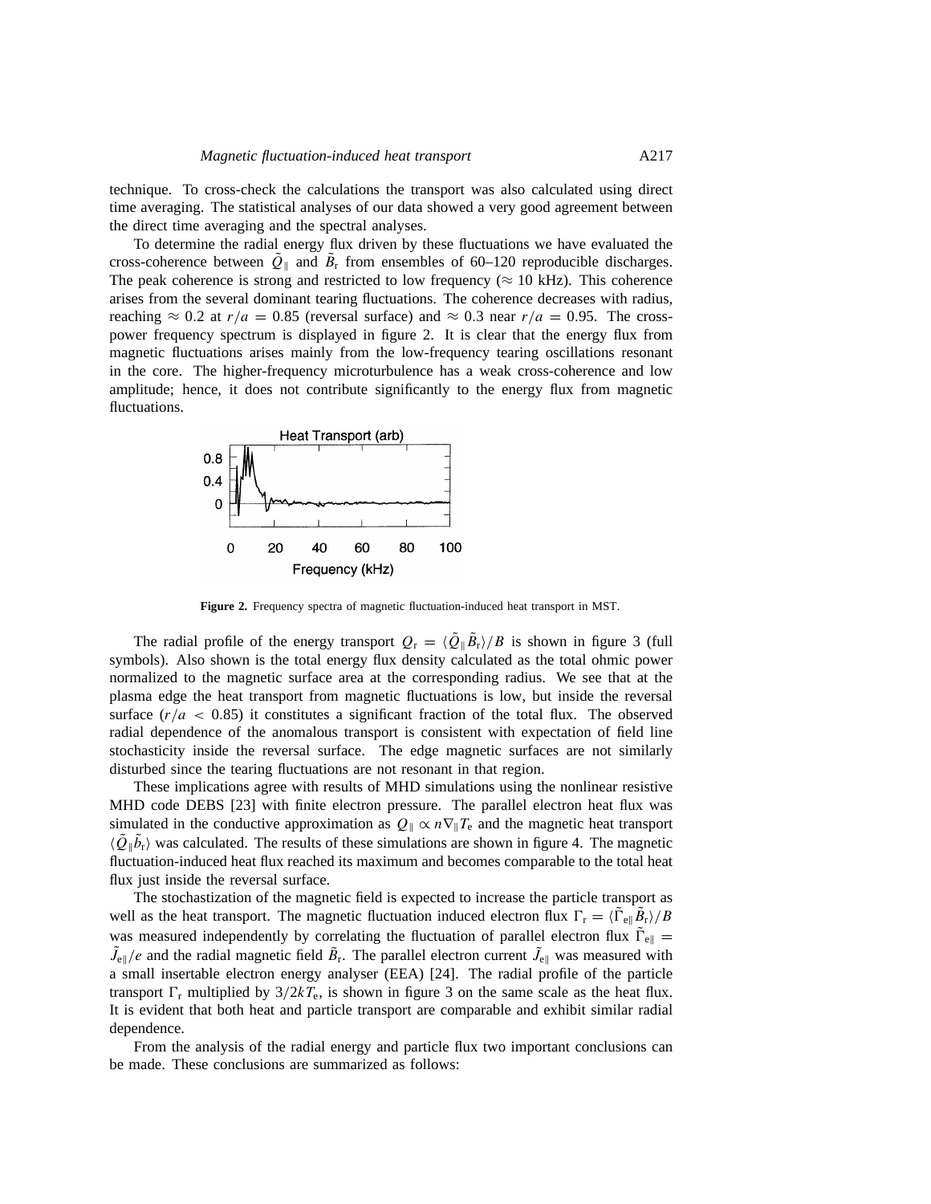technique. To cross-check the calculations the transport was also calculated using direct time averaging. The statistical analyses of our data showed a very good agreement between the direct time averaging and the spectral analyses.

To determine the radial energy flux driven by these fluctuations we have evaluated the cross-coherence between $\tilde{Q}_{\|}$ and $\tilde{B}_{r}$ from ensembles of 60–120 reproducible discharges. The peak coherence is strong and restricted to low frequency ($\approx$ 10 kHz). This coherence arises from the several dominant tearing fluctuations. The coherence decreases with radius, reaching $\approx 0.2$ at $r/a = 0.85$ (reversal surface) and $\approx 0.3$ near $r/a = 0.95$. The cross-power frequency spectrum is displayed in figure 2. It is clear that the energy flux from magnetic fluctuations arises mainly from the low-frequency tearing oscillations resonant in the core. The higher-frequency microturbulence has a weak cross-coherence and low amplitude; hence, it does not contribute significantly to the energy flux from magnetic fluctuations.

**Figure 2.** Frequency spectra of magnetic fluctuation-induced heat transport in MST.

The radial profile of the energy transport $Q_{r} = \langle \tilde{Q}_{\|} \tilde{B}_{r} \rangle / B$ is shown in figure 3 (full symbols). Also shown is the total energy flux density calculated as the total ohmic power normalized to the magnetic surface area at the corresponding radius. We see that at the plasma edge the heat transport from magnetic fluctuations is low, but inside the reversal surface ($r/a < 0.85$) it constitutes a significant fraction of the total flux. The observed radial dependence of the anomalous transport is consistent with expectation of field line stochasticity inside the reversal surface. The edge magnetic surfaces are not similarly disturbed since the tearing fluctuations are not resonant in that region.

These implications agree with results of MHD simulations using the nonlinear resistive MHD code DEBS [23] with finite electron pressure. The parallel electron heat flux was simulated in the conductive approximation as $Q_{\|} \propto n \nabla_{\|} T_{e}$ and the magnetic heat transport $\langle \tilde{Q}_{\|} \tilde{b}_{r} \rangle$ was calculated. The results of these simulations are shown in figure 4. The magnetic fluctuation-induced heat flux reached its maximum and becomes comparable to the total heat flux just inside the reversal surface.

The stochastization of the magnetic field is expected to increase the particle transport as well as the heat transport. The magnetic fluctuation induced electron flux $\Gamma_{r} = \langle \tilde{\Gamma}_{e\|} \tilde{B}_{r} \rangle / B$ was measured independently by correlating the fluctuation of parallel electron flux $\tilde{\Gamma}_{e\|} = \tilde{J}_{e\|}/e$ and the radial magnetic field $\tilde{B}_{r}$. The parallel electron current $\tilde{J}_{e\|}$ was measured with a small insertable electron energy analyser (EEA) [24]. The radial profile of the particle transport $\Gamma_{r}$ multiplied by $3/2kT_{e}$, is shown in figure 3 on the same scale as the heat flux. It is evident that both heat and particle transport are comparable and exhibit similar radial dependence.

From the analysis of the radial energy and particle flux two important conclusions can be made. These conclusions are summarized as follows: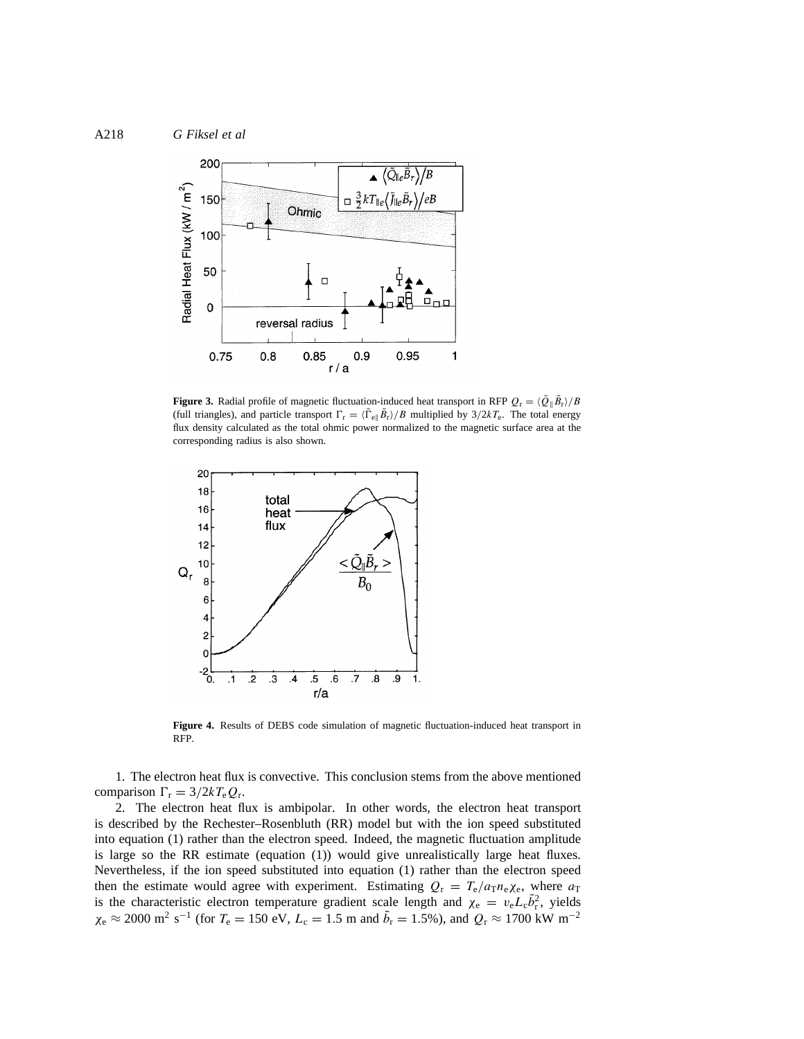**Figure 3.** Radial profile of magnetic fluctuation-induced heat transport in RFP $Q_r = \langle \tilde{Q}_{\parallel} \tilde{B}_r \rangle / B$ (full triangles), and particle transport $\Gamma_r = \langle \tilde{\Gamma}_{e\parallel} \tilde{B}_r \rangle / B$ multiplied by $3/2kT_e$. The total energy flux density calculated as the total ohmic power normalized to the magnetic surface area at the corresponding radius is also shown.

**Figure 4.** Results of DEBS code simulation of magnetic fluctuation-induced heat transport in RFP.

1. The electron heat flux is convective. This conclusion stems from the above mentioned comparison $\Gamma_r = 3/2kT_e Q_r$.

2. The electron heat flux is ambipolar. In other words, the electron heat transport is described by the Rechester–Rosenbluth (RR) model but with the ion speed substituted into equation (1) rather than the electron speed. Indeed, the magnetic fluctuation amplitude is large so the RR estimate (equation (1)) would give unrealistically large heat fluxes. Nevertheless, if the ion speed substituted into equation (1) rather than the electron speed then the estimate would agree with experiment. Estimating $Q_r = T_e/a_T n_e \chi_e$, where $a_T$ is the characteristic electron temperature gradient scale length and $\chi_e = v_e L_c \tilde{b}_r^2$, yields $\chi_e \approx 2000\ \text{m}^2\ \text{s}^{-1}$ (for $T_e = 150$ eV, $L_c = 1.5$ m and $\tilde{b}_r = 1.5\%$), and $Q_r \approx 1700\ \text{kW m}^{-2}$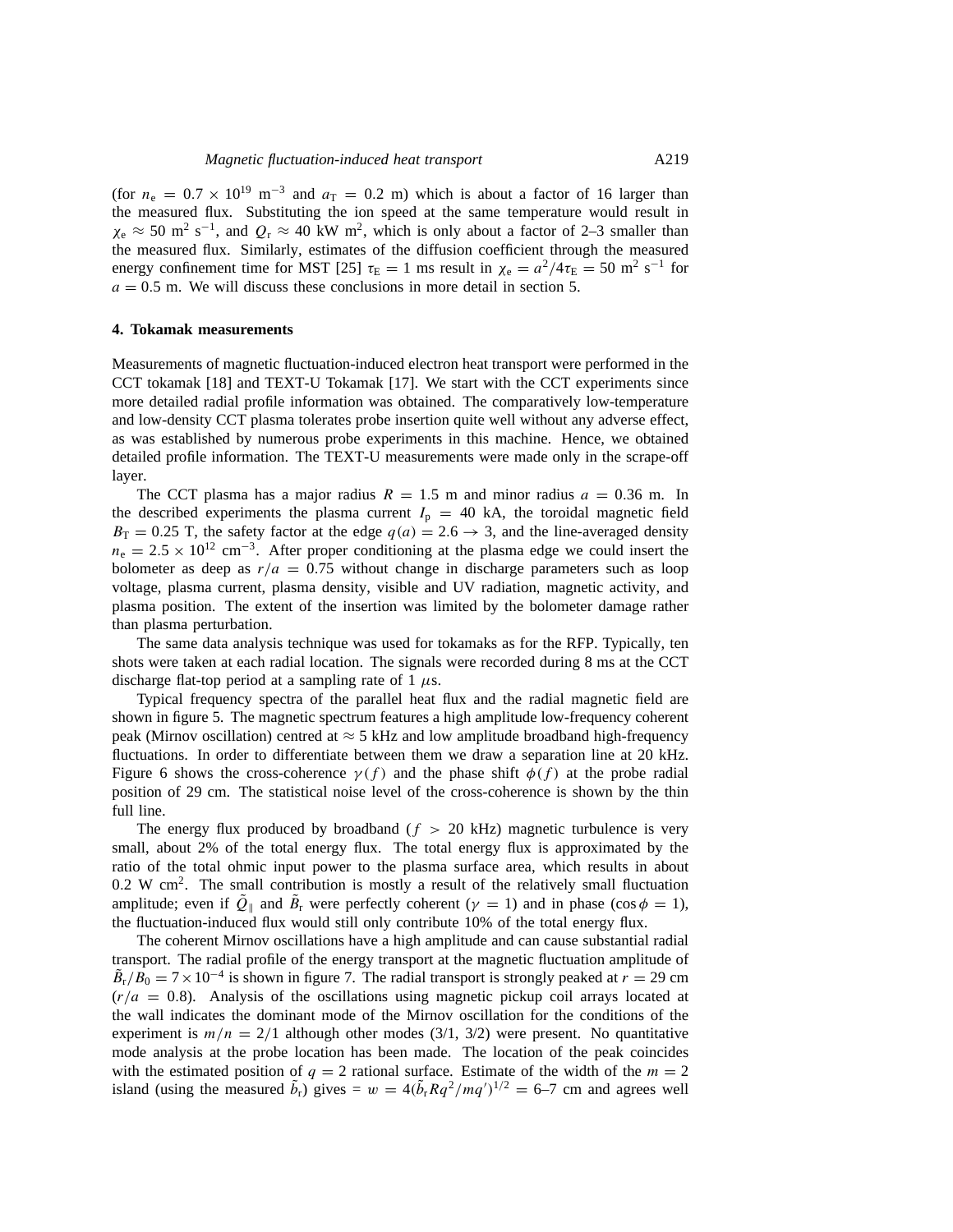(for $n_e = 0.7 \times 10^{19}$ m$^{-3}$ and $a_T = 0.2$ m) which is about a factor of 16 larger than the measured flux. Substituting the ion speed at the same temperature would result in $\chi_e \approx 50$ m$^2$ s$^{-1}$, and $Q_r \approx 40$ kW m$^2$, which is only about a factor of 2–3 smaller than the measured flux. Similarly, estimates of the diffusion coefficient through the measured energy confinement time for MST [25] $\tau_E = 1$ ms result in $\chi_e = a^2/4\tau_E = 50$ m$^2$ s$^{-1}$ for $a = 0.5$ m. We will discuss these conclusions in more detail in section 5.

## 4. Tokamak measurements

Measurements of magnetic fluctuation-induced electron heat transport were performed in the CCT tokamak [18] and TEXT-U Tokamak [17]. We start with the CCT experiments since more detailed radial profile information was obtained. The comparatively low-temperature and low-density CCT plasma tolerates probe insertion quite well without any adverse effect, as was established by numerous probe experiments in this machine. Hence, we obtained detailed profile information. The TEXT-U measurements were made only in the scrape-off layer.

The CCT plasma has a major radius $R = 1.5$ m and minor radius $a = 0.36$ m. In the described experiments the plasma current $I_p = 40$ kA, the toroidal magnetic field $B_T = 0.25$ T, the safety factor at the edge $q(a) = 2.6 \rightarrow 3$, and the line-averaged density $n_e = 2.5 \times 10^{12}$ cm$^{-3}$. After proper conditioning at the plasma edge we could insert the bolometer as deep as $r/a = 0.75$ without change in discharge parameters such as loop voltage, plasma current, plasma density, visible and UV radiation, magnetic activity, and plasma position. The extent of the insertion was limited by the bolometer damage rather than plasma perturbation.

The same data analysis technique was used for tokamaks as for the RFP. Typically, ten shots were taken at each radial location. The signals were recorded during 8 ms at the CCT discharge flat-top period at a sampling rate of 1 $\mu$s.

Typical frequency spectra of the parallel heat flux and the radial magnetic field are shown in figure 5. The magnetic spectrum features a high amplitude low-frequency coherent peak (Mirnov oscillation) centred at $\approx 5$ kHz and low amplitude broadband high-frequency fluctuations. In order to differentiate between them we draw a separation line at 20 kHz. Figure 6 shows the cross-coherence $\gamma(f)$ and the phase shift $\phi(f)$ at the probe radial position of 29 cm. The statistical noise level of the cross-coherence is shown by the thin full line.

The energy flux produced by broadband ($f > 20$ kHz) magnetic turbulence is very small, about 2% of the total energy flux. The total energy flux is approximated by the ratio of the total ohmic input power to the plasma surface area, which results in about 0.2 W cm$^2$. The small contribution is mostly a result of the relatively small fluctuation amplitude; even if $\tilde{Q}_\parallel$ and $\tilde{B}_r$ were perfectly coherent ($\gamma = 1$) and in phase ($\cos\phi = 1$), the fluctuation-induced flux would still only contribute 10% of the total energy flux.

The coherent Mirnov oscillations have a high amplitude and can cause substantial radial transport. The radial profile of the energy transport at the magnetic fluctuation amplitude of $\tilde{B}_r/B_0 = 7 \times 10^{-4}$ is shown in figure 7. The radial transport is strongly peaked at $r = 29$ cm ($r/a = 0.8$). Analysis of the oscillations using magnetic pickup coil arrays located at the wall indicates the dominant mode of the Mirnov oscillation for the conditions of the experiment is $m/n = 2/1$ although other modes (3/1, 3/2) were present. No quantitative mode analysis at the probe location has been made. The location of the peak coincides with the estimated position of $q = 2$ rational surface. Estimate of the width of the $m = 2$ island (using the measured $\tilde{b}_r$) gives $= w = 4(\tilde{b}_r R q^2/mq')^{1/2} = 6$–$7$ cm and agrees well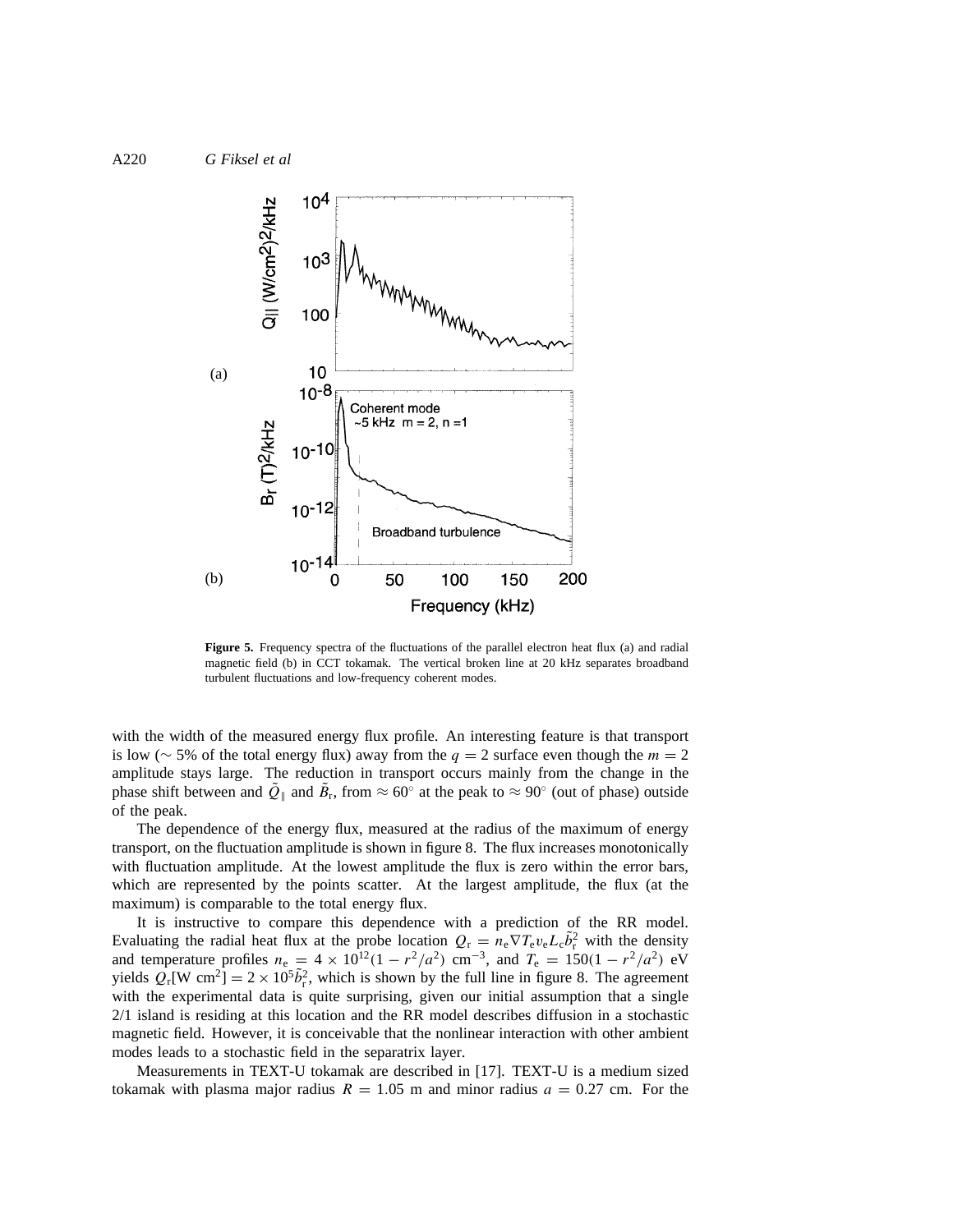**Figure 5.** Frequency spectra of the fluctuations of the parallel electron heat flux (a) and radial magnetic field (b) in CCT tokamak. The vertical broken line at 20 kHz separates broadband turbulent fluctuations and low-frequency coherent modes.

with the width of the measured energy flux profile. An interesting feature is that transport is low ($\sim$ 5% of the total energy flux) away from the $q = 2$ surface even though the $m = 2$ amplitude stays large. The reduction in transport occurs mainly from the change in the phase shift between and $\tilde{Q}_{\parallel}$ and $\tilde{B}_{r}$, from $\approx 60^{\circ}$ at the peak to $\approx 90^{\circ}$ (out of phase) outside of the peak.

The dependence of the energy flux, measured at the radius of the maximum of energy transport, on the fluctuation amplitude is shown in figure 8. The flux increases monotonically with fluctuation amplitude. At the lowest amplitude the flux is zero within the error bars, which are represented by the points scatter. At the largest amplitude, the flux (at the maximum) is comparable to the total energy flux.

It is instructive to compare this dependence with a prediction of the RR model. Evaluating the radial heat flux at the probe location $Q_{r} = n_{e}\nabla T_{e}v_{e}L_{c}\tilde{b}_{r}^{2}$ with the density and temperature profiles $n_{e} = 4 \times 10^{12}(1 - r^{2}/a^{2})$ cm$^{-3}$, and $T_{e} = 150(1 - r^{2}/a^{2})$ eV yields $Q_{r}[\mathrm{W\ cm^{2}}] = 2 \times 10^{5}\tilde{b}_{r}^{2}$, which is shown by the full line in figure 8. The agreement with the experimental data is quite surprising, given our initial assumption that a single 2/1 island is residing at this location and the RR model describes diffusion in a stochastic magnetic field. However, it is conceivable that the nonlinear interaction with other ambient modes leads to a stochastic field in the separatrix layer.

Measurements in TEXT-U tokamak are described in [17]. TEXT-U is a medium sized tokamak with plasma major radius $R = 1.05$ m and minor radius $a = 0.27$ cm. For the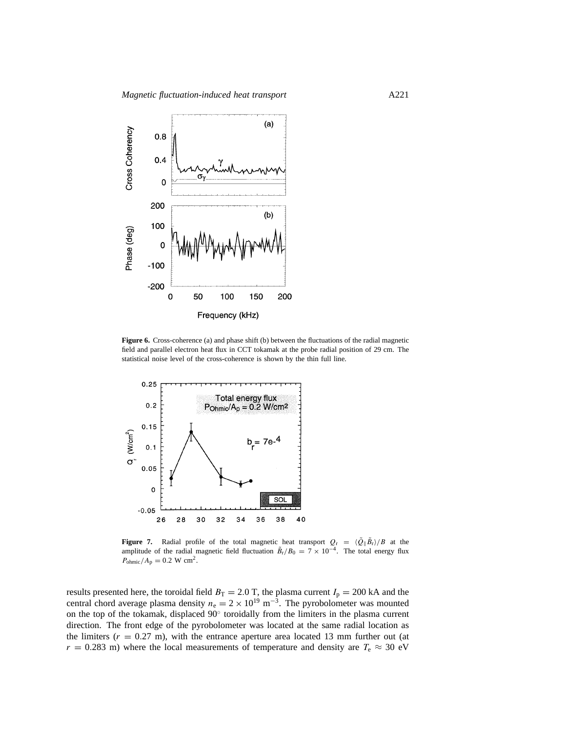**Figure 6.** Cross-coherence (a) and phase shift (b) between the fluctuations of the radial magnetic field and parallel electron heat flux in CCT tokamak at the probe radial position of 29 cm. The statistical noise level of the cross-coherence is shown by the thin full line.

**Figure 7.** Radial profile of the total magnetic heat transport $Q_r = \langle \tilde{Q}_\parallel \tilde{B}_r \rangle / B$ at the amplitude of the radial magnetic field fluctuation $\tilde{B}_r / B_0 = 7 \times 10^{-4}$. The total energy flux $P_{\text{ohmic}}/A_p = 0.2$ W cm$^2$.

results presented here, the toroidal field $B_T = 2.0$ T, the plasma current $I_p = 200$ kA and the central chord average plasma density $n_e = 2 \times 10^{19}$ m$^{-3}$. The pyrobolometer was mounted on the top of the tokamak, displaced 90° toroidally from the limiters in the plasma current direction. The front edge of the pyrobolometer was located at the same radial location as the limiters ($r = 0.27$ m), with the entrance aperture area located 13 mm further out (at $r = 0.283$ m) where the local measurements of temperature and density are $T_e \approx 30$ eV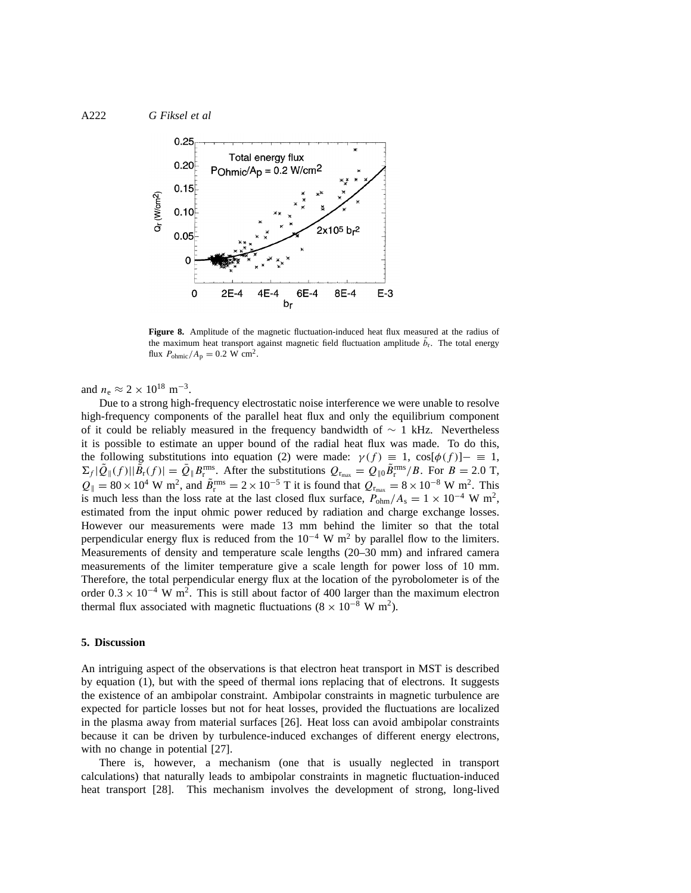**Figure 8.** Amplitude of the magnetic fluctuation-induced heat flux measured at the radius of the maximum heat transport against magnetic field fluctuation amplitude $\tilde{b}_r$. The total energy flux $P_{\text{ohmic}}/A_p = 0.2$ W cm$^2$.

and $n_e \approx 2 \times 10^{18}$ m$^{-3}$.

Due to a strong high-frequency electrostatic noise interference we were unable to resolve high-frequency components of the parallel heat flux and only the equilibrium component of it could be reliably measured in the frequency bandwidth of $\sim 1$ kHz. Nevertheless it is possible to estimate an upper bound of the radial heat flux was made. To do this, the following substitutions into equation (2) were made: $\gamma(f) \equiv 1$, $\cos[\phi(f)] - \equiv 1$, $\Sigma_f |\tilde{Q}_\parallel(f)||\tilde{B}_r(f)| = \bar{Q}_\parallel B_r^{\text{rms}}$. After the substitutions $Q_{r_{\max}} = Q_{\parallel 0}\tilde{B}_r^{\text{rms}}/B$. For $B = 2.0$ T, $Q_\parallel = 80 \times 10^4$ W m$^2$, and $\tilde{B}_r^{\text{rms}} = 2 \times 10^{-5}$ T it is found that $Q_{r_{\max}} = 8 \times 10^{-8}$ W m$^2$. This is much less than the loss rate at the last closed flux surface, $P_{\text{ohm}}/A_s = 1 \times 10^{-4}$ W m$^2$, estimated from the input ohmic power reduced by radiation and charge exchange losses. However our measurements were made 13 mm behind the limiter so that the total perpendicular energy flux is reduced from the $10^{-4}$ W m$^2$ by parallel flow to the limiters. Measurements of density and temperature scale lengths (20–30 mm) and infrared camera measurements of the limiter temperature give a scale length for power loss of 10 mm. Therefore, the total perpendicular energy flux at the location of the pyrobolometer is of the order $0.3 \times 10^{-4}$ W m$^2$. This is still about factor of 400 larger than the maximum electron thermal flux associated with magnetic fluctuations ($8 \times 10^{-8}$ W m$^2$).

## 5. Discussion

An intriguing aspect of the observations is that electron heat transport in MST is described by equation (1), but with the speed of thermal ions replacing that of electrons. It suggests the existence of an ambipolar constraint. Ambipolar constraints in magnetic turbulence are expected for particle losses but not for heat losses, provided the fluctuations are localized in the plasma away from material surfaces [26]. Heat loss can avoid ambipolar constraints because it can be driven by turbulence-induced exchanges of different energy electrons, with no change in potential [27].

There is, however, a mechanism (one that is usually neglected in transport calculations) that naturally leads to ambipolar constraints in magnetic fluctuation-induced heat transport [28]. This mechanism involves the development of strong, long-lived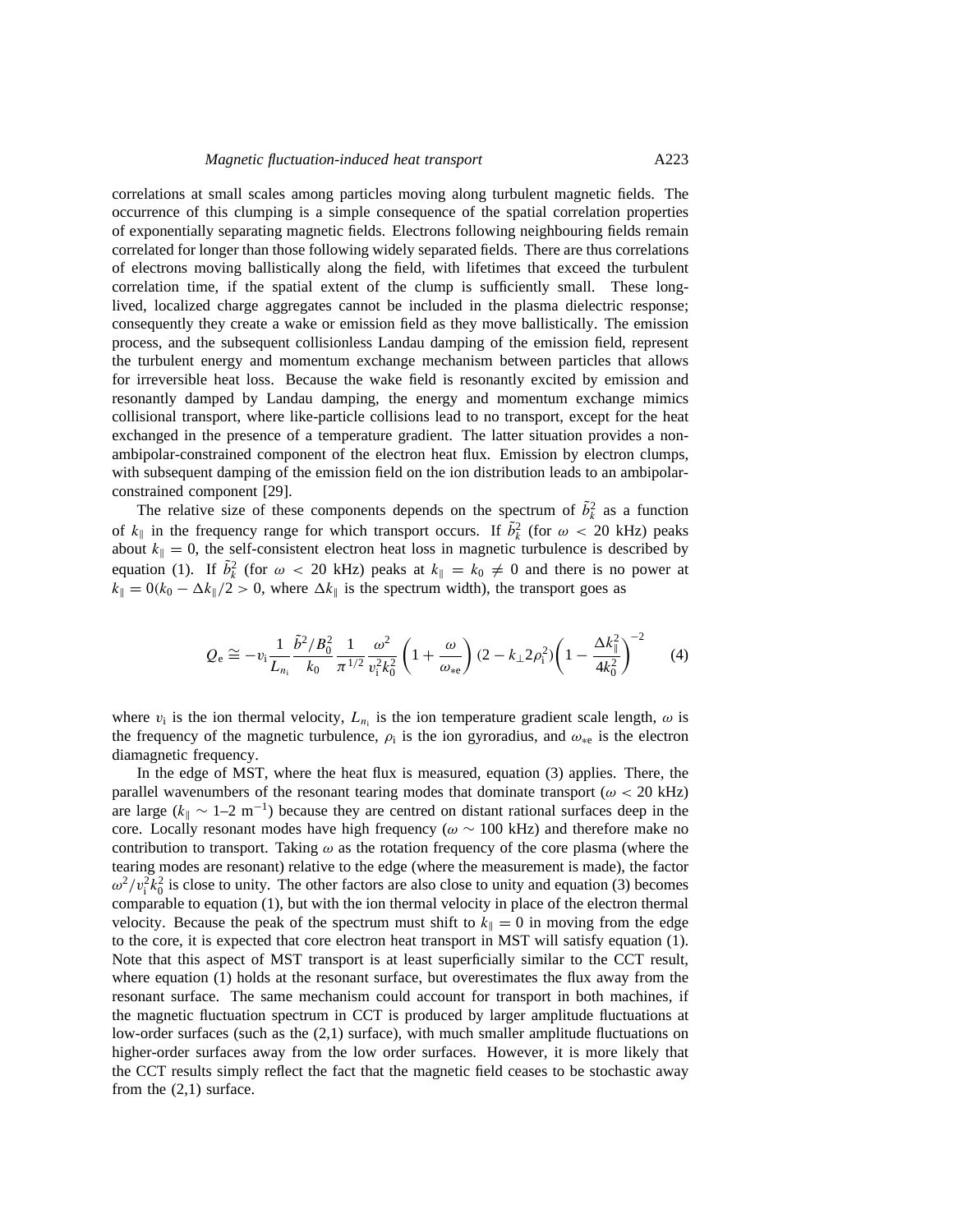correlations at small scales among particles moving along turbulent magnetic fields. The occurrence of this clumping is a simple consequence of the spatial correlation properties of exponentially separating magnetic fields. Electrons following neighbouring fields remain correlated for longer than those following widely separated fields. There are thus correlations of electrons moving ballistically along the field, with lifetimes that exceed the turbulent correlation time, if the spatial extent of the clump is sufficiently small. These long-lived, localized charge aggregates cannot be included in the plasma dielectric response; consequently they create a wake or emission field as they move ballistically. The emission process, and the subsequent collisionless Landau damping of the emission field, represent the turbulent energy and momentum exchange mechanism between particles that allows for irreversible heat loss. Because the wake field is resonantly excited by emission and resonantly damped by Landau damping, the energy and momentum exchange mimics collisional transport, where like-particle collisions lead to no transport, except for the heat exchanged in the presence of a temperature gradient. The latter situation provides a non-ambipolar-constrained component of the electron heat flux. Emission by electron clumps, with subsequent damping of the emission field on the ion distribution leads to an ambipolar-constrained component [29].

The relative size of these components depends on the spectrum of $\tilde{b}_k^2$ as a function of $k_\parallel$ in the frequency range for which transport occurs. If $\tilde{b}_k^2$ (for $\omega < 20$ kHz) peaks about $k_\parallel = 0$, the self-consistent electron heat loss in magnetic turbulence is described by equation (1). If $\tilde{b}_k^2$ (for $\omega < 20$ kHz) peaks at $k_\parallel = k_0 \neq 0$ and there is no power at $k_\parallel = 0 (k_0 - \Delta k_\parallel/2 > 0$, where $\Delta k_\parallel$ is the spectrum width), the transport goes as

$$Q_{\mathrm{e}} \cong -v_{\mathrm{i}} \frac{1}{L_{n_{\mathrm{i}}}} \frac{\tilde{b}^2/B_0^2}{k_0} \frac{1}{\pi^{1/2}} \frac{\omega^2}{v_{\mathrm{i}}^2 k_0^2} \left(1 + \frac{\omega}{\omega_{*\mathrm{e}}}\right) (2 - k_\perp 2 \rho_{\mathrm{i}}^2) \left(1 - \frac{\Delta k_\parallel^2}{4k_0^2}\right)^{-2} \qquad (4)$$

where $v_{\mathrm{i}}$ is the ion thermal velocity, $L_{n_{\mathrm{i}}}$ is the ion temperature gradient scale length, $\omega$ is the frequency of the magnetic turbulence, $\rho_{\mathrm{i}}$ is the ion gyroradius, and $\omega_{*\mathrm{e}}$ is the electron diamagnetic frequency.

In the edge of MST, where the heat flux is measured, equation (3) applies. There, the parallel wavenumbers of the resonant tearing modes that dominate transport ($\omega < 20$ kHz) are large ($k_\parallel \sim 1$–$2$ m$^{-1}$) because they are centred on distant rational surfaces deep in the core. Locally resonant modes have high frequency ($\omega \sim 100$ kHz) and therefore make no contribution to transport. Taking $\omega$ as the rotation frequency of the core plasma (where the tearing modes are resonant) relative to the edge (where the measurement is made), the factor $\omega^2/v_{\mathrm{i}}^2 k_0^2$ is close to unity. The other factors are also close to unity and equation (3) becomes comparable to equation (1), but with the ion thermal velocity in place of the electron thermal velocity. Because the peak of the spectrum must shift to $k_\parallel = 0$ in moving from the edge to the core, it is expected that core electron heat transport in MST will satisfy equation (1). Note that this aspect of MST transport is at least superficially similar to the CCT result, where equation (1) holds at the resonant surface, but overestimates the flux away from the resonant surface. The same mechanism could account for transport in both machines, if the magnetic fluctuation spectrum in CCT is produced by larger amplitude fluctuations at low-order surfaces (such as the (2,1) surface), with much smaller amplitude fluctuations on higher-order surfaces away from the low order surfaces. However, it is more likely that the CCT results simply reflect the fact that the magnetic field ceases to be stochastic away from the (2,1) surface.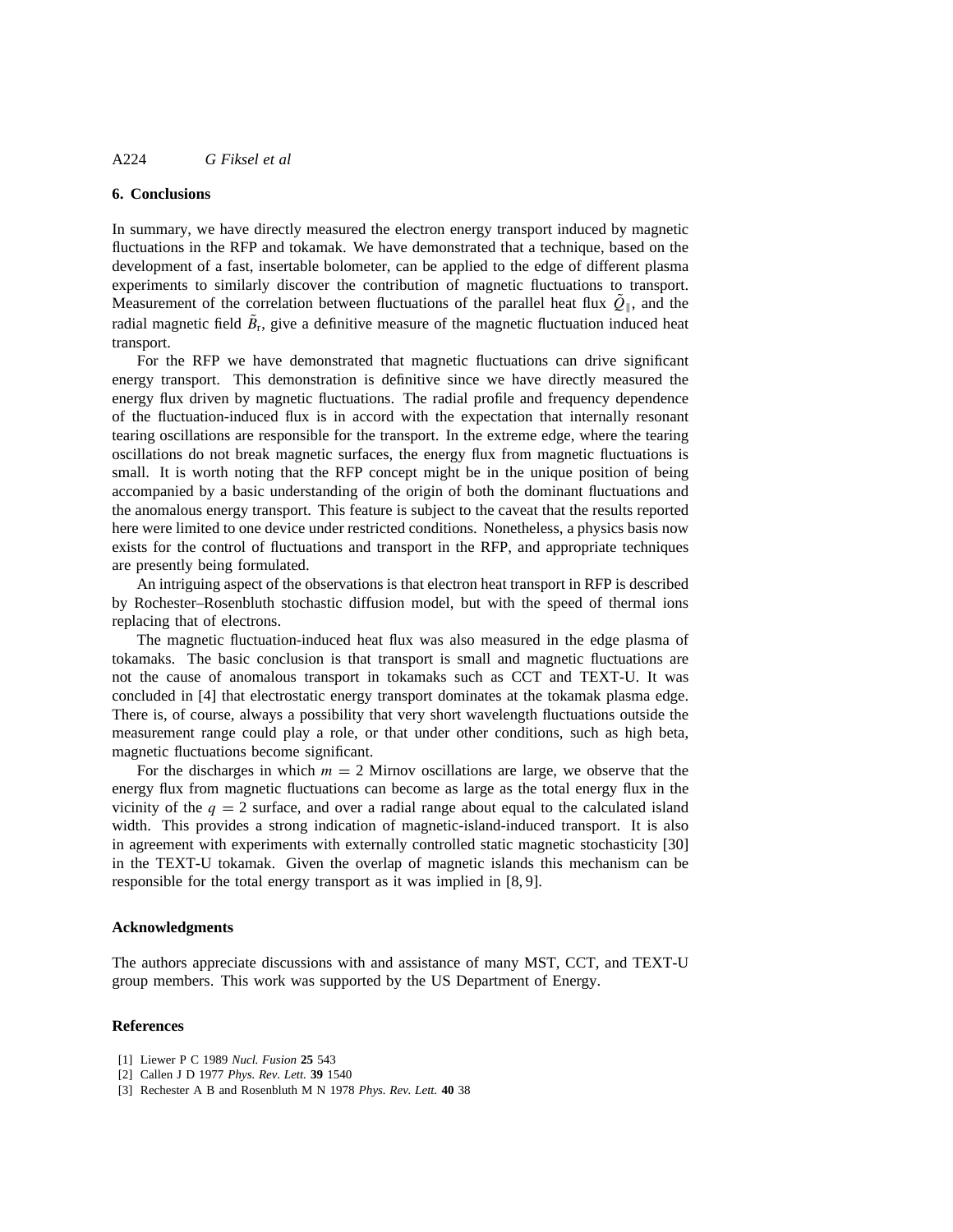## 6. Conclusions

In summary, we have directly measured the electron energy transport induced by magnetic fluctuations in the RFP and tokamak. We have demonstrated that a technique, based on the development of a fast, insertable bolometer, can be applied to the edge of different plasma experiments to similarly discover the contribution of magnetic fluctuations to transport. Measurement of the correlation between fluctuations of the parallel heat flux $\tilde{Q}_{\parallel}$, and the radial magnetic field $\tilde{B}_r$, give a definitive measure of the magnetic fluctuation induced heat transport.

For the RFP we have demonstrated that magnetic fluctuations can drive significant energy transport. This demonstration is definitive since we have directly measured the energy flux driven by magnetic fluctuations. The radial profile and frequency dependence of the fluctuation-induced flux is in accord with the expectation that internally resonant tearing oscillations are responsible for the transport. In the extreme edge, where the tearing oscillations do not break magnetic surfaces, the energy flux from magnetic fluctuations is small. It is worth noting that the RFP concept might be in the unique position of being accompanied by a basic understanding of the origin of both the dominant fluctuations and the anomalous energy transport. This feature is subject to the caveat that the results reported here were limited to one device under restricted conditions. Nonetheless, a physics basis now exists for the control of fluctuations and transport in the RFP, and appropriate techniques are presently being formulated.

An intriguing aspect of the observations is that electron heat transport in RFP is described by Rochester–Rosenbluth stochastic diffusion model, but with the speed of thermal ions replacing that of electrons.

The magnetic fluctuation-induced heat flux was also measured in the edge plasma of tokamaks. The basic conclusion is that transport is small and magnetic fluctuations are not the cause of anomalous transport in tokamaks such as CCT and TEXT-U. It was concluded in [4] that electrostatic energy transport dominates at the tokamak plasma edge. There is, of course, always a possibility that very short wavelength fluctuations outside the measurement range could play a role, or that under other conditions, such as high beta, magnetic fluctuations become significant.

For the discharges in which $m = 2$ Mirnov oscillations are large, we observe that the energy flux from magnetic fluctuations can become as large as the total energy flux in the vicinity of the $q = 2$ surface, and over a radial range about equal to the calculated island width. This provides a strong indication of magnetic-island-induced transport. It is also in agreement with experiments with externally controlled static magnetic stochasticity [30] in the TEXT-U tokamak. Given the overlap of magnetic islands this mechanism can be responsible for the total energy transport as it was implied in [8, 9].

## Acknowledgments

The authors appreciate discussions with and assistance of many MST, CCT, and TEXT-U group members. This work was supported by the US Department of Energy.

## References

[1] Liewer P C 1989 *Nucl. Fusion* **25** 543
[2] Callen J D 1977 *Phys. Rev. Lett.* **39** 1540
[3] Rechester A B and Rosenbluth M N 1978 *Phys. Rev. Lett.* **40** 38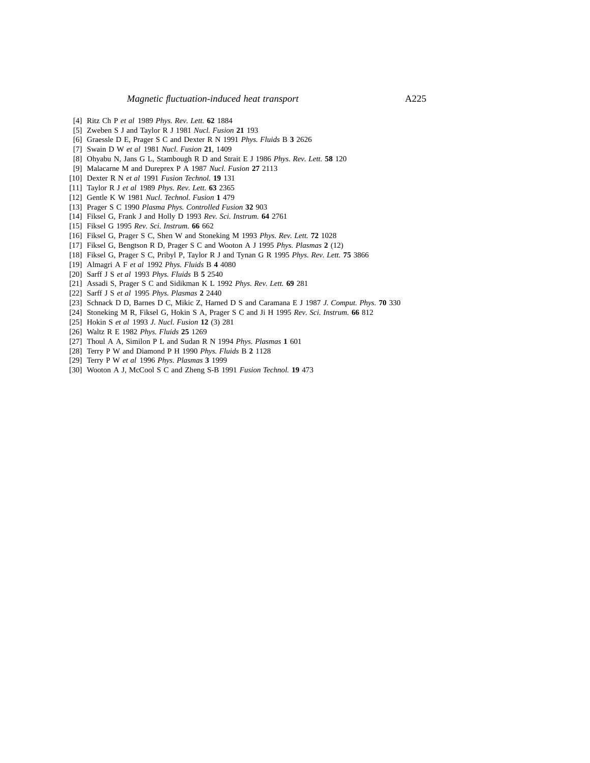[4] Ritz Ch P *et al* 1989 *Phys. Rev. Lett.* **62** 1884
[5] Zweben S J and Taylor R J 1981 *Nucl. Fusion* **21** 193
[6] Graessle D E, Prager S C and Dexter R N 1991 *Phys. Fluids* B **3** 2626
[7] Swain D W *et al* 1981 *Nucl. Fusion* **21**, 1409
[8] Ohyabu N, Jans G L, Stambough R D and Strait E J 1986 *Phys. Rev. Lett.* **58** 120
[9] Malacarne M and Dureprex P A 1987 *Nucl. Fusion* **27** 2113
[10] Dexter R N *et al* 1991 *Fusion Technol.* **19** 131
[11] Taylor R J *et al* 1989 *Phys. Rev. Lett.* **63** 2365
[12] Gentle K W 1981 *Nucl. Technol. Fusion* **1** 479
[13] Prager S C 1990 *Plasma Phys. Controlled Fusion* **32** 903
[14] Fiksel G, Frank J and Holly D 1993 *Rev. Sci. Instrum.* **64** 2761
[15] Fiksel G 1995 *Rev. Sci. Instrum.* **66** 662
[16] Fiksel G, Prager S C, Shen W and Stoneking M 1993 *Phys. Rev. Lett.* **72** 1028
[17] Fiksel G, Bengtson R D, Prager S C and Wooton A J 1995 *Phys. Plasmas* **2** (12)
[18] Fiksel G, Prager S C, Pribyl P, Taylor R J and Tynan G R 1995 *Phys. Rev. Lett.* **75** 3866
[19] Almagri A F *et al* 1992 *Phys. Fluids* B **4** 4080
[20] Sarff J S *et al* 1993 *Phys. Fluids* B **5** 2540
[21] Assadi S, Prager S C and Sidikman K L 1992 *Phys. Rev. Lett.* **69** 281
[22] Sarff J S *et al* 1995 *Phys. Plasmas* **2** 2440
[23] Schnack D D, Barnes D C, Mikic Z, Harned D S and Caramana E J 1987 *J. Comput. Phys.* **70** 330
[24] Stoneking M R, Fiksel G, Hokin S A, Prager S C and Ji H 1995 *Rev. Sci. Instrum.* **66** 812
[25] Hokin S *et al* 1993 *J. Nucl. Fusion* **12** (3) 281
[26] Waltz R E 1982 *Phys. Fluids* **25** 1269
[27] Thoul A A, Similon P L and Sudan R N 1994 *Phys. Plasmas* **1** 601
[28] Terry P W and Diamond P H 1990 *Phys. Fluids* B **2** 1128
[29] Terry P W *et al* 1996 *Phys. Plasmas* **3** 1999
[30] Wooton A J, McCool S C and Zheng S-B 1991 *Fusion Technol.* **19** 473